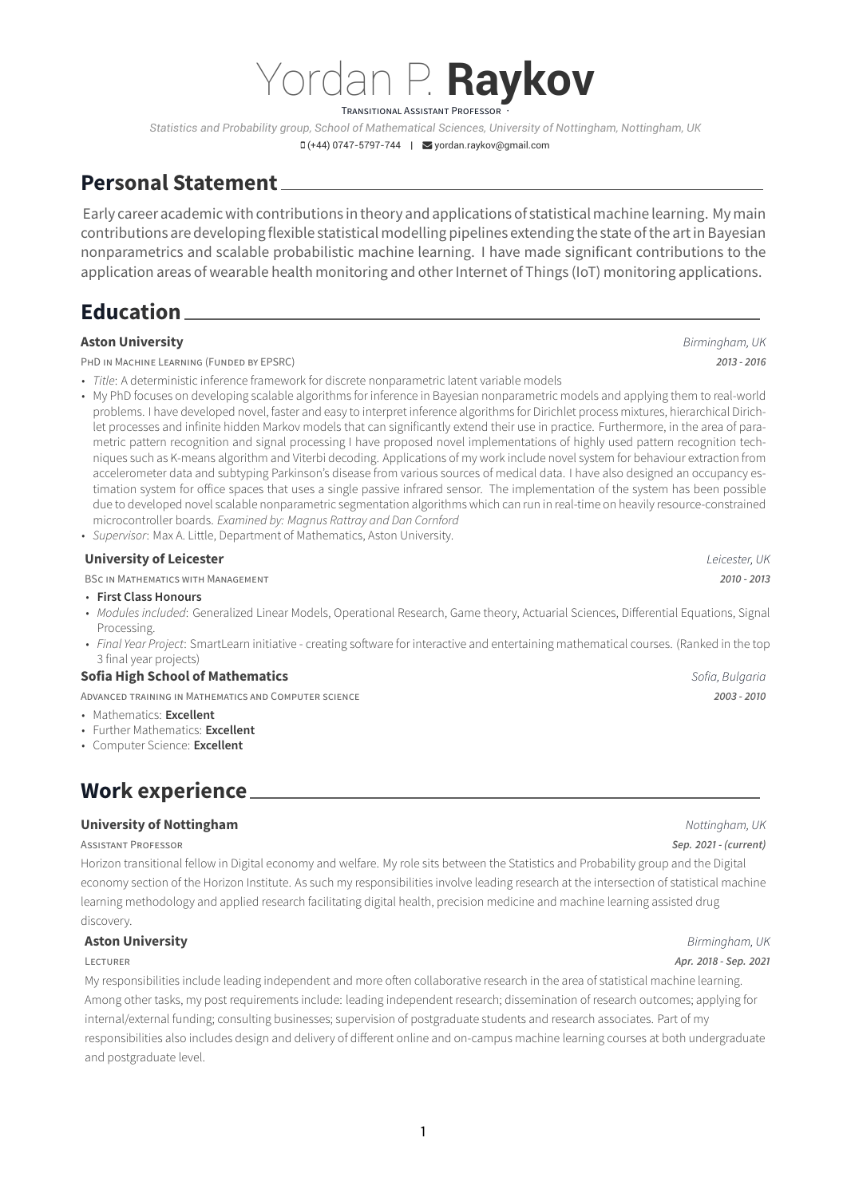# Yordan P. **Raykov**

Transitional Assistant Professor ·

*Statistics and Probability group, School of Mathematical Sciences, University of Nottingham, Nottingham, UK*

(+44) 0747-5797-744 | yordan.raykov@gmail.com

## Personal Statement

Early career academic with contributions in theory and applications of statistical machine learning. My main contributions are developing flexible statistical modelling pipelines extending the state of the art in Bayesian nonparametrics and scalable probabilistic machine learning. I have made significant contributions to the application areas of wearable health monitoring and other Internet of Things (IoT) monitoring applications.

## Education

**Aston University** — *Birmingham, UK*

PhD in Machine Learning (Funded by EPSRC) — *2013 - 2016*

- *Title*: A deterministic inference framework for discrete nonparametric latent variable models
- My PhD focuses on developing scalable algorithms for inference in Bayesian nonparametric models and applying them to real-world problems. I have developed novel, faster and easy to interpret inference algorithms for Dirichlet process mixtures, hierarchical Dirichlet processes and infinite hidden Markov models that can significantly extend their use in practice. Furthermore, in the area of parametric pattern recognition and signal processing I have proposed novel implementations of highly used pattern recognition techniques such as K-means algorithm and Viterbi decoding. Applications of my work include novel system for behaviour extraction from accelerometer data and subtyping Parkinson's disease from various sources of medical data. I have also designed an occupancy estimation system for office spaces that uses a single passive infrared sensor. The implementation of the system has been possible due to developed novel scalable nonparametric segmentation algorithms which can run in real-time on heavily resource-constrained microcontroller boards. *Examined by: Magnus Rattray and Dan Cornford*
- *Supervisor*: Max A. Little, Department of Mathematics, Aston University.

**University of Leicester** — *Leicester, UK*

BSc in Mathematics with Management — *2010 - 2013*

- **First Class Honours**
- *Modules included*: Generalized Linear Models, Operational Research, Game theory, Actuarial Sciences, Differential Equations, Signal Processing.
- *Final Year Project*: SmartLearn initiative - creating software for interactive and entertaining mathematical courses. (Ranked in the top 3 final year projects)

**Sofia High School of Mathematics** — *Sofia, Bulgaria*

Advanced training in Mathematics and Computer science — *2003 - 2010*

- Mathematics: **Excellent**
- Further Mathematics: **Excellent**
- Computer Science: **Excellent**

## Work experience

**University of Nottingham** — *Nottingham, UK*

Assistant Professor — *Sep. 2021 - (current)*

Horizon transitional fellow in Digital economy and welfare. My role sits between the Statistics and Probability group and the Digital economy section of the Horizon Institute. As such my responsibilities involve leading research at the intersection of statistical machine learning methodology and applied research facilitating digital health, precision medicine and machine learning assisted drug discovery.

**Aston University** — *Birmingham, UK*

Lecturer — *Apr. 2018 - Sep. 2021*

My responsibilities include leading independent and more often collaborative research in the area of statistical machine learning. Among other tasks, my post requirements include: leading independent research; dissemination of research outcomes; applying for internal/external funding; consulting businesses; supervision of postgraduate students and research associates. Part of my responsibilities also includes design and delivery of different online and on-campus machine learning courses at both undergraduate and postgraduate level.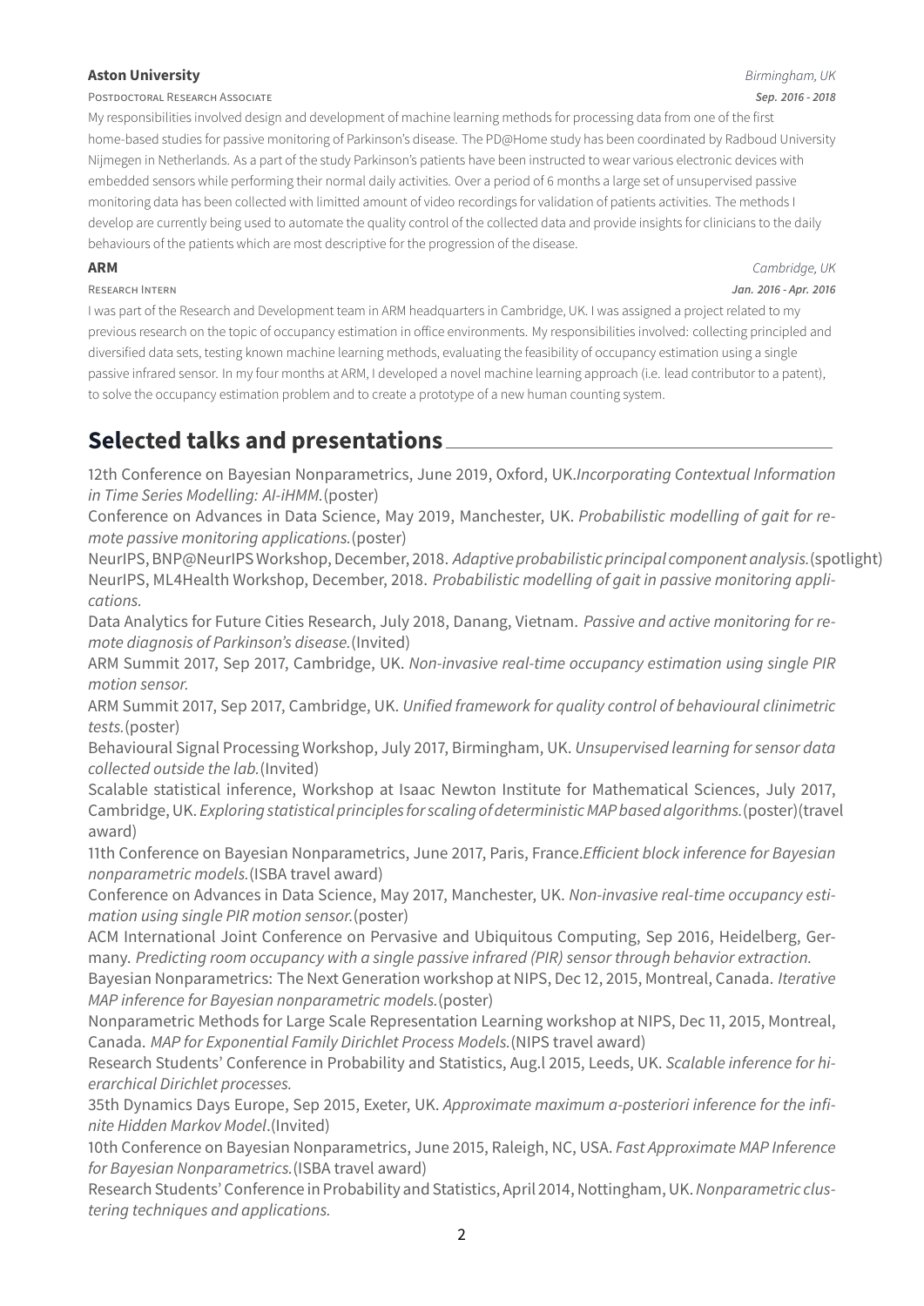**Aston University** *Birmingham, UK*

POSTDOCTORAL RESEARCH ASSOCIATE ***Sep. 2016 - 2018***

My responsibilities involved design and development of machine learning methods for processing data from one of the first home-based studies for passive monitoring of Parkinson's disease. The PD@Home study has been coordinated by Radboud University Nijmegen in Netherlands. As a part of the study Parkinson's patients have been instructed to wear various electronic devices with embedded sensors while performing their normal daily activities. Over a period of 6 months a large set of unsupervised passive monitoring data has been collected with limitted amount of video recordings for validation of patients activities. The methods I develop are currently being used to automate the quality control of the collected data and provide insights for clinicians to the daily behaviours of the patients which are most descriptive for the progression of the disease.

**ARM** *Cambridge, UK*

RESEARCH INTERN ***Jan. 2016 - Apr. 2016***

I was part of the Research and Development team in ARM headquarters in Cambridge, UK. I was assigned a project related to my previous research on the topic of occupancy estimation in office environments. My responsibilities involved: collecting principled and diversified data sets, testing known machine learning methods, evaluating the feasibility of occupancy estimation using a single passive infrared sensor. In my four months at ARM, I developed a novel machine learning approach (i.e. lead contributor to a patent), to solve the occupancy estimation problem and to create a prototype of a new human counting system.

## Selected talks and presentations

12th Conference on Bayesian Nonparametrics, June 2019, Oxford, UK.*Incorporating Contextual Information in Time Series Modelling: AI-iHMM.*(poster)

Conference on Advances in Data Science, May 2019, Manchester, UK. *Probabilistic modelling of gait for remote passive monitoring applications.*(poster)

NeurIPS, BNP@NeurIPS Workshop, December, 2018. *Adaptive probabilistic principal component analysis.*(spotlight)

NeurIPS, ML4Health Workshop, December, 2018. *Probabilistic modelling of gait in passive monitoring applications.*

Data Analytics for Future Cities Research, July 2018, Danang, Vietnam. *Passive and active monitoring for remote diagnosis of Parkinson's disease.*(Invited)

ARM Summit 2017, Sep 2017, Cambridge, UK. *Non-invasive real-time occupancy estimation using single PIR motion sensor.*

ARM Summit 2017, Sep 2017, Cambridge, UK. *Unified framework for quality control of behavioural clinimetric tests.*(poster)

Behavioural Signal Processing Workshop, July 2017, Birmingham, UK. *Unsupervised learning for sensor data collected outside the lab.*(Invited)

Scalable statistical inference, Workshop at Isaac Newton Institute for Mathematical Sciences, July 2017, Cambridge, UK. *Exploring statistical principles for scaling of deterministic MAP based algorithms.*(poster)(travel award)

11th Conference on Bayesian Nonparametrics, June 2017, Paris, France.*Efficient block inference for Bayesian nonparametric models.*(ISBA travel award)

Conference on Advances in Data Science, May 2017, Manchester, UK. *Non-invasive real-time occupancy estimation using single PIR motion sensor.*(poster)

ACM International Joint Conference on Pervasive and Ubiquitous Computing, Sep 2016, Heidelberg, Germany. *Predicting room occupancy with a single passive infrared (PIR) sensor through behavior extraction.*

Bayesian Nonparametrics: The Next Generation workshop at NIPS, Dec 12, 2015, Montreal, Canada. *Iterative MAP inference for Bayesian nonparametric models.*(poster)

Nonparametric Methods for Large Scale Representation Learning workshop at NIPS, Dec 11, 2015, Montreal, Canada. *MAP for Exponential Family Dirichlet Process Models.*(NIPS travel award)

Research Students' Conference in Probability and Statistics, Aug.l 2015, Leeds, UK. *Scalable inference for hierarchical Dirichlet processes.*

35th Dynamics Days Europe, Sep 2015, Exeter, UK. *Approximate maximum a-posteriori inference for the infinite Hidden Markov Model*.(Invited)

10th Conference on Bayesian Nonparametrics, June 2015, Raleigh, NC, USA. *Fast Approximate MAP Inference for Bayesian Nonparametrics.*(ISBA travel award)

Research Students' Conference in Probability and Statistics, April 2014, Nottingham, UK. *Nonparametric clustering techniques and applications.*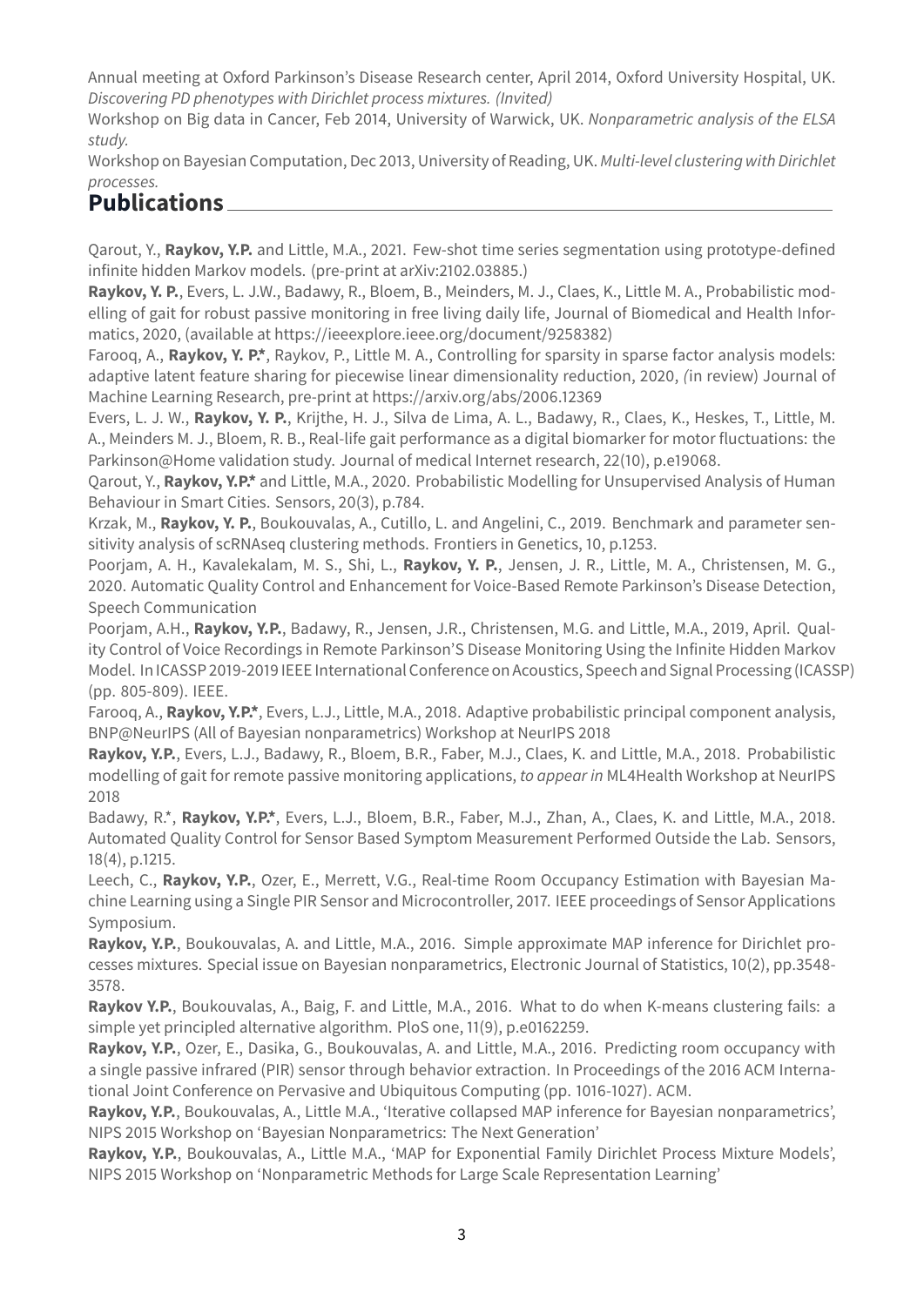Annual meeting at Oxford Parkinson's Disease Research center, April 2014, Oxford University Hospital, UK. *Discovering PD phenotypes with Dirichlet process mixtures. (Invited)*

Workshop on Big data in Cancer, Feb 2014, University of Warwick, UK. *Nonparametric analysis of the ELSA study.*

Workshop on Bayesian Computation, Dec 2013, University of Reading, UK. *Multi-level clustering with Dirichlet processes.*

## Publications

Qarout, Y., **Raykov, Y.P.** and Little, M.A., 2021. Few-shot time series segmentation using prototype-defined infinite hidden Markov models. (pre-print at arXiv:2102.03885.)

**Raykov, Y. P.**, Evers, L. J.W., Badawy, R., Bloem, B., Meinders, M. J., Claes, K., Little M. A., Probabilistic modelling of gait for robust passive monitoring in free living daily life, Journal of Biomedical and Health Informatics, 2020, (available at https://ieeexplore.ieee.org/document/9258382)

Farooq, A., **Raykov, Y. P.***, Raykov, P., Little M. A., Controlling for sparsity in sparse factor analysis models: adaptive latent feature sharing for piecewise linear dimensionality reduction, 2020, *(*in review) Journal of Machine Learning Research, pre-print at https://arxiv.org/abs/2006.12369

Evers, L. J. W., **Raykov, Y. P.**, Krijthe, H. J., Silva de Lima, A. L., Badawy, R., Claes, K., Heskes, T., Little, M. A., Meinders M. J., Bloem, R. B., Real-life gait performance as a digital biomarker for motor fluctuations: the Parkinson@Home validation study. Journal of medical Internet research, 22(10), p.e19068.

Qarout, Y., **Raykov, Y.P.*** and Little, M.A., 2020. Probabilistic Modelling for Unsupervised Analysis of Human Behaviour in Smart Cities. Sensors, 20(3), p.784.

Krzak, M., **Raykov, Y. P.**, Boukouvalas, A., Cutillo, L. and Angelini, C., 2019. Benchmark and parameter sensitivity analysis of scRNAseq clustering methods. Frontiers in Genetics, 10, p.1253.

Poorjam, A. H., Kavalekalam, M. S., Shi, L., **Raykov, Y. P.**, Jensen, J. R., Little, M. A., Christensen, M. G., 2020. Automatic Quality Control and Enhancement for Voice-Based Remote Parkinson's Disease Detection, Speech Communication

Poorjam, A.H., **Raykov, Y.P.**, Badawy, R., Jensen, J.R., Christensen, M.G. and Little, M.A., 2019, April. Quality Control of Voice Recordings in Remote Parkinson'S Disease Monitoring Using the Infinite Hidden Markov Model. In ICASSP 2019-2019 IEEE International Conference on Acoustics, Speech and Signal Processing (ICASSP) (pp. 805-809). IEEE.

Farooq, A., **Raykov, Y.P.***, Evers, L.J., Little, M.A., 2018. Adaptive probabilistic principal component analysis, BNP@NeurIPS (All of Bayesian nonparametrics) Workshop at NeurIPS 2018

**Raykov, Y.P.**, Evers, L.J., Badawy, R., Bloem, B.R., Faber, M.J., Claes, K. and Little, M.A., 2018. Probabilistic modelling of gait for remote passive monitoring applications, *to appear in* ML4Health Workshop at NeurIPS 2018

Badawy, R.*, **Raykov, Y.P.***, Evers, L.J., Bloem, B.R., Faber, M.J., Zhan, A., Claes, K. and Little, M.A., 2018. Automated Quality Control for Sensor Based Symptom Measurement Performed Outside the Lab. Sensors, 18(4), p.1215.

Leech, C., **Raykov, Y.P.**, Ozer, E., Merrett, V.G., Real-time Room Occupancy Estimation with Bayesian Machine Learning using a Single PIR Sensor and Microcontroller, 2017. IEEE proceedings of Sensor Applications Symposium.

**Raykov, Y.P.**, Boukouvalas, A. and Little, M.A., 2016. Simple approximate MAP inference for Dirichlet processes mixtures. Special issue on Bayesian nonparametrics, Electronic Journal of Statistics, 10(2), pp.3548-3578.

**Raykov Y.P.**, Boukouvalas, A., Baig, F. and Little, M.A., 2016. What to do when K-means clustering fails: a simple yet principled alternative algorithm. PloS one, 11(9), p.e0162259.

**Raykov, Y.P.**, Ozer, E., Dasika, G., Boukouvalas, A. and Little, M.A., 2016. Predicting room occupancy with a single passive infrared (PIR) sensor through behavior extraction. In Proceedings of the 2016 ACM International Joint Conference on Pervasive and Ubiquitous Computing (pp. 1016-1027). ACM.

**Raykov, Y.P.**, Boukouvalas, A., Little M.A., 'Iterative collapsed MAP inference for Bayesian nonparametrics', NIPS 2015 Workshop on 'Bayesian Nonparametrics: The Next Generation'

**Raykov, Y.P.**, Boukouvalas, A., Little M.A., 'MAP for Exponential Family Dirichlet Process Mixture Models', NIPS 2015 Workshop on 'Nonparametric Methods for Large Scale Representation Learning'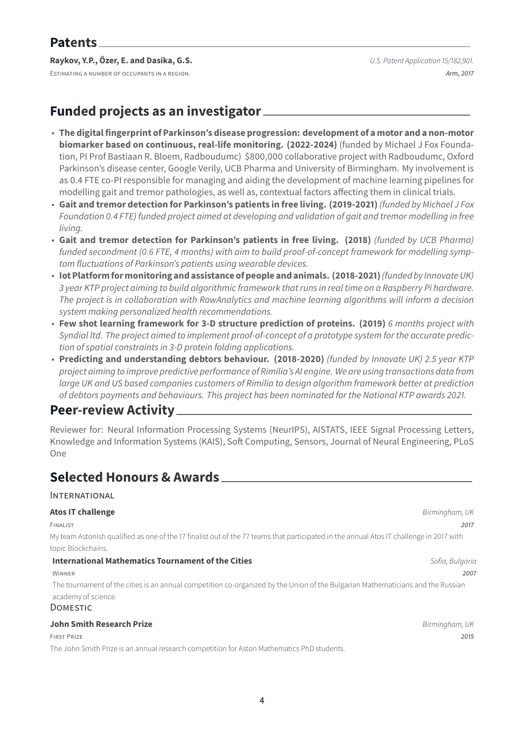## Patents

**Raykov, Y.P., Özer, E. and Dasika, G.S.** *U.S. Patent Application 15/182,901.*
ESTIMATING A NUMBER OF OCCUPANTS IN A REGION. ***Arm, 2017***

## Funded projects as an investigator

- **The digital fingerprint of Parkinson's disease progression: development of a motor and a non-motor biomarker based on continuous, real-life monitoring. (2022-2024)** (funded by Michael J Fox Foundation, PI Prof Bastiaan R. Bloem, Radboudumc) $800,000 collaborative project with Radboudumc, Oxford Parkinson's disease center, Google Verily, UCB Pharma and University of Birmingham. My involvement is as 0.4 FTE co-PI responsible for managing and aiding the development of machine learning pipelines for modelling gait and tremor pathologies, as well as, contextual factors affecting them in clinical trials.
- **Gait and tremor detection for Parkinson's patients in free living. (2019-2021)** *(funded by Michael J Fox Foundation 0.4 FTE) funded project aimed at developing and validation of gait and tremor modelling in free living.*
- **Gait and tremor detection for Parkinson's patients in free living. (2018)** *(funded by UCB Pharma) funded secondment (0.6 FTE, 4 months) with aim to build proof-of-concept framework for modelling symptom fluctuations of Parkinson's patients using wearable devices.*
- **Iot Platform for monitoring and assistance of people and animals. (2018-2021)** *(funded by Innovate UK) 3 year KTP project aiming to build algorithmic framework that runs in real time on a Raspberry Pi hardware. The project is in collaboration with RowAnalytics and machine learning algorithms will inform a decision system making personalized health recommendations.*
- **Few shot learning framework for 3-D structure prediction of proteins. (2019)** *6 months project with Syndial ltd. The project aimed to implement proof-of-concept of a prototype system for the accurate prediction of spatial constraints in 3-D protein folding applications.*
- **Predicting and understanding debtors behaviour. (2018-2020)** *(funded by Innovate UK) 2.5 year KTP project aiming to improve predictive performance of Rimilia's AI engine. We are using transactions data from large UK and US based companies customers of Rimilia to design algorithm framework better at prediction of debtors payments and behaviours. This project has been nominated for the National KTP awards 2021.*

## Peer-review Activity

Reviewer for: Neural Information Processing Systems (NeurIPS), AISTATS, IEEE Signal Processing Letters, Knowledge and Information Systems (KAIS), Soft Computing, Sensors, Journal of Neural Engineering, PLoS One

## Selected Honours & Awards

### INTERNATIONAL

**Atos IT challenge** *Birmingham, UK*
FINALIST ***2017***
My team Astonish qualified as one of the 17 finalist out of the 77 teams that participated in the annual Atos IT challenge in 2017 with topic Blockchains.

**International Mathematics Tournament of the Cities** *Sofia, Bulgaria*
WINNER ***2007***
The tournament of the cities is an annual competition co-organized by the Union of the Bulgarian Mathematicians and the Russian academy of science.

### DOMESTIC

**John Smith Research Prize** *Birmingham, UK*
FIRST PRIZE ***2015***
The John Smith Prize is an annual research competition for Aston Mathematics PhD students.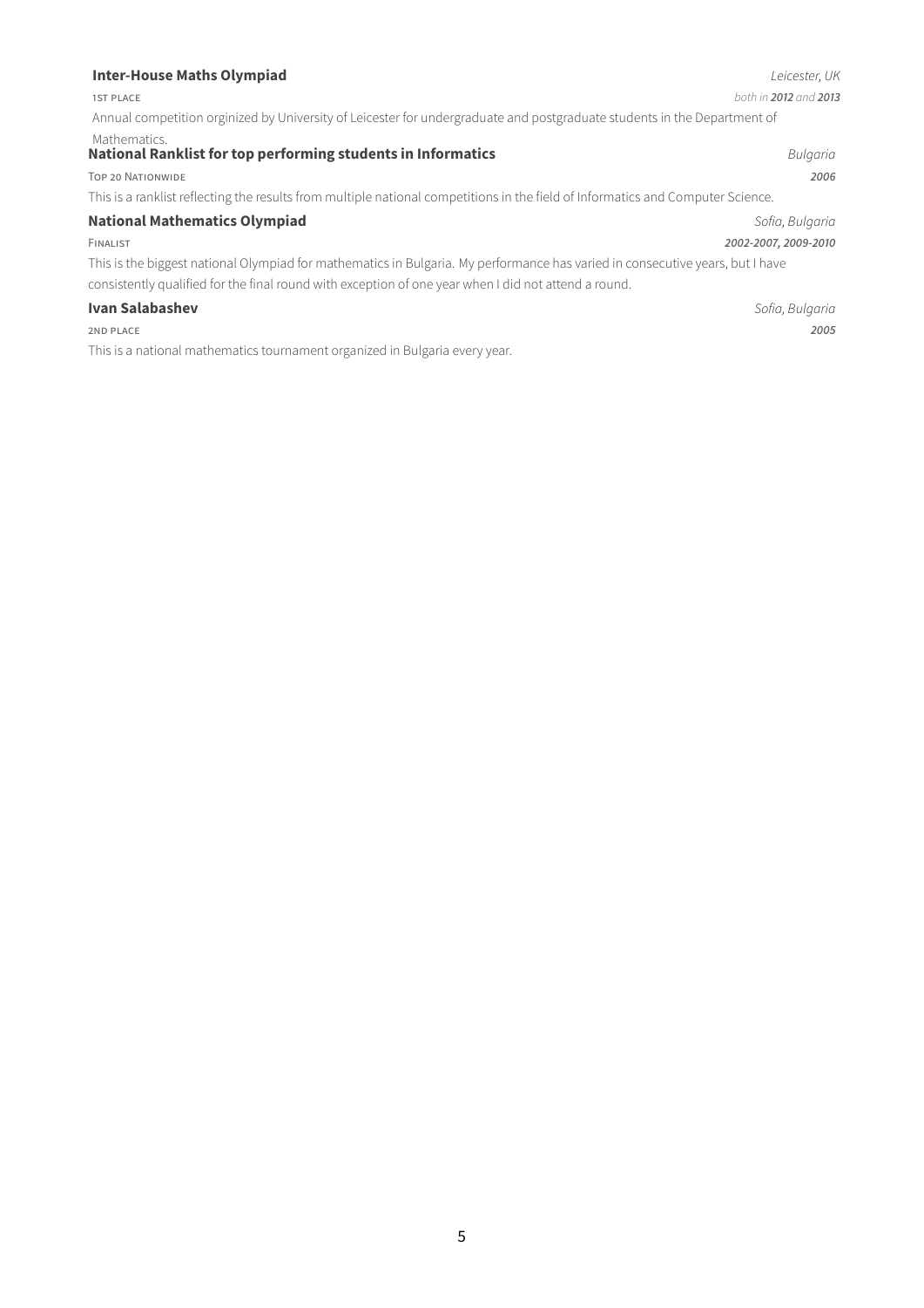**Inter-House Maths Olympiad** *Leicester, UK*

1ST PLACE *both in **2012** and **2013***

Annual competition orginized by University of Leicester for undergraduate and postgraduate students in the Department of Mathematics.

**National Ranklist for top performing students in Informatics** *Bulgaria*

TOP 20 NATIONWIDE ***2006***

This is a ranklist reflecting the results from multiple national competitions in the field of Informatics and Computer Science.

**National Mathematics Olympiad** *Sofia, Bulgaria*

FINALIST ***2002-2007, 2009-2010***

This is the biggest national Olympiad for mathematics in Bulgaria. My performance has varied in consecutive years, but I have consistently qualified for the final round with exception of one year when I did not attend a round.

**Ivan Salabashev** *Sofia, Bulgaria*

2ND PLACE ***2005***

This is a national mathematics tournament organized in Bulgaria every year.